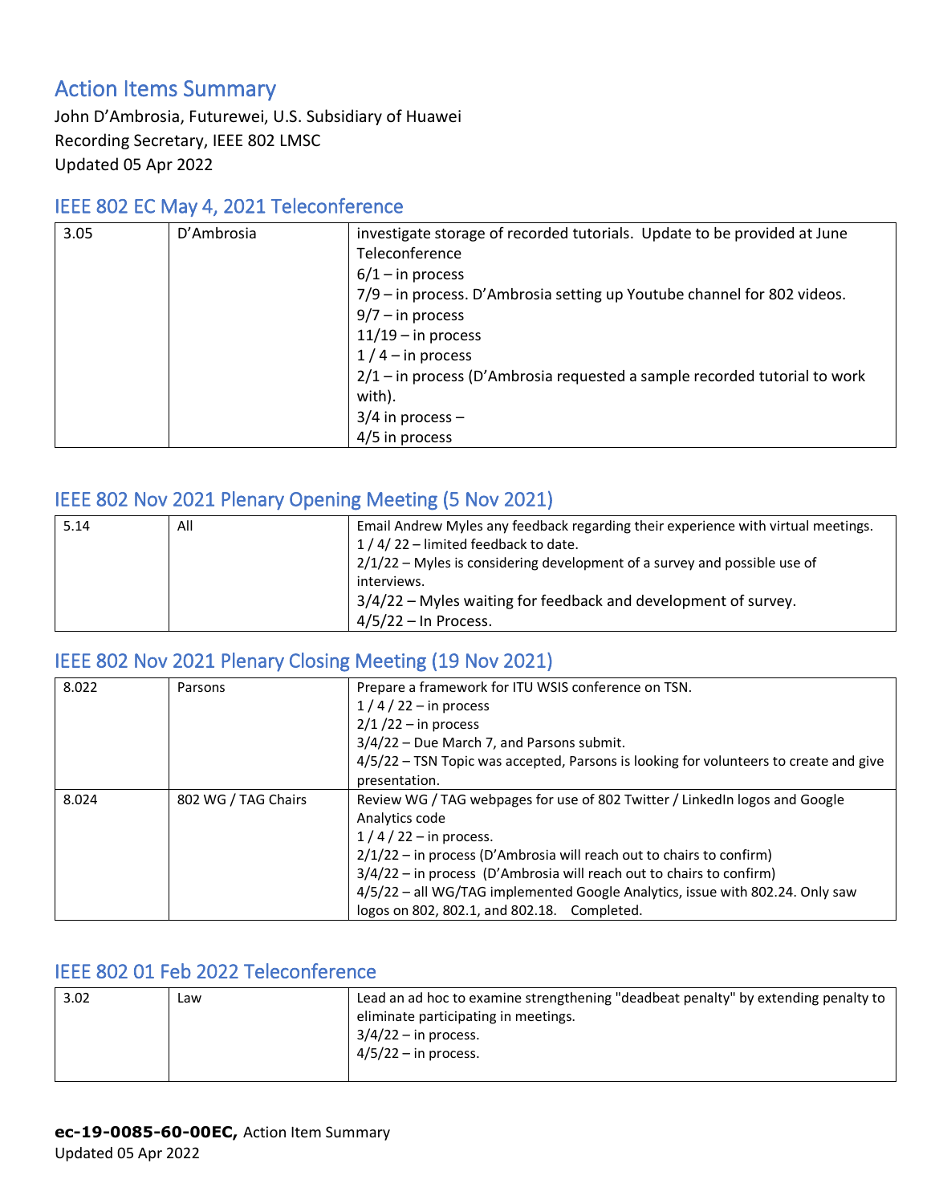# Action Items Summary

John D'Ambrosia, Futurewei, U.S. Subsidiary of Huawei
Recording Secretary, IEEE 802 LMSC
Updated 05 Apr 2022

## IEEE 802 EC May 4, 2021 Teleconference

| | | |
|---|---|---|
| 3.05 | D'Ambrosia | investigate storage of recorded tutorials. Update to be provided at June Teleconference<br>6/1 – in process<br>7/9 – in process. D'Ambrosia setting up Youtube channel for 802 videos.<br>9/7 – in process<br>11/19 – in process<br>1 / 4 – in process<br>2/1 – in process (D'Ambrosia requested a sample recorded tutorial to work with).<br>3/4 in process –<br>4/5 in process |

## IEEE 802 Nov 2021 Plenary Opening Meeting (5 Nov 2021)

| | | |
|---|---|---|
| 5.14 | All | Email Andrew Myles any feedback regarding their experience with virtual meetings.<br>1 / 4/ 22 – limited feedback to date.<br>2/1/22 – Myles is considering development of a survey and possible use of interviews.<br>3/4/22 – Myles waiting for feedback and development of survey.<br>4/5/22 – In Process. |

## IEEE 802 Nov 2021 Plenary Closing Meeting (19 Nov 2021)

| | | |
|---|---|---|
| 8.022 | Parsons | Prepare a framework for ITU WSIS conference on TSN.<br>1 / 4 / 22 – in process<br>2/1 /22 – in process<br>3/4/22 – Due March 7, and Parsons submit.<br>4/5/22 – TSN Topic was accepted, Parsons is looking for volunteers to create and give presentation. |
| 8.024 | 802 WG / TAG Chairs | Review WG / TAG webpages for use of 802 Twitter / LinkedIn logos and Google Analytics code<br>1 / 4 / 22 – in process.<br>2/1/22 – in process (D'Ambrosia will reach out to chairs to confirm)<br>3/4/22 – in process (D'Ambrosia will reach out to chairs to confirm)<br>4/5/22 – all WG/TAG implemented Google Analytics, issue with 802.24. Only saw logos on 802, 802.1, and 802.18. Completed. |

## IEEE 802 01 Feb 2022 Teleconference

| | | |
|---|---|---|
| 3.02 | Law | Lead an ad hoc to examine strengthening "deadbeat penalty" by extending penalty to eliminate participating in meetings.<br>3/4/22 – in process.<br>4/5/22 – in process. |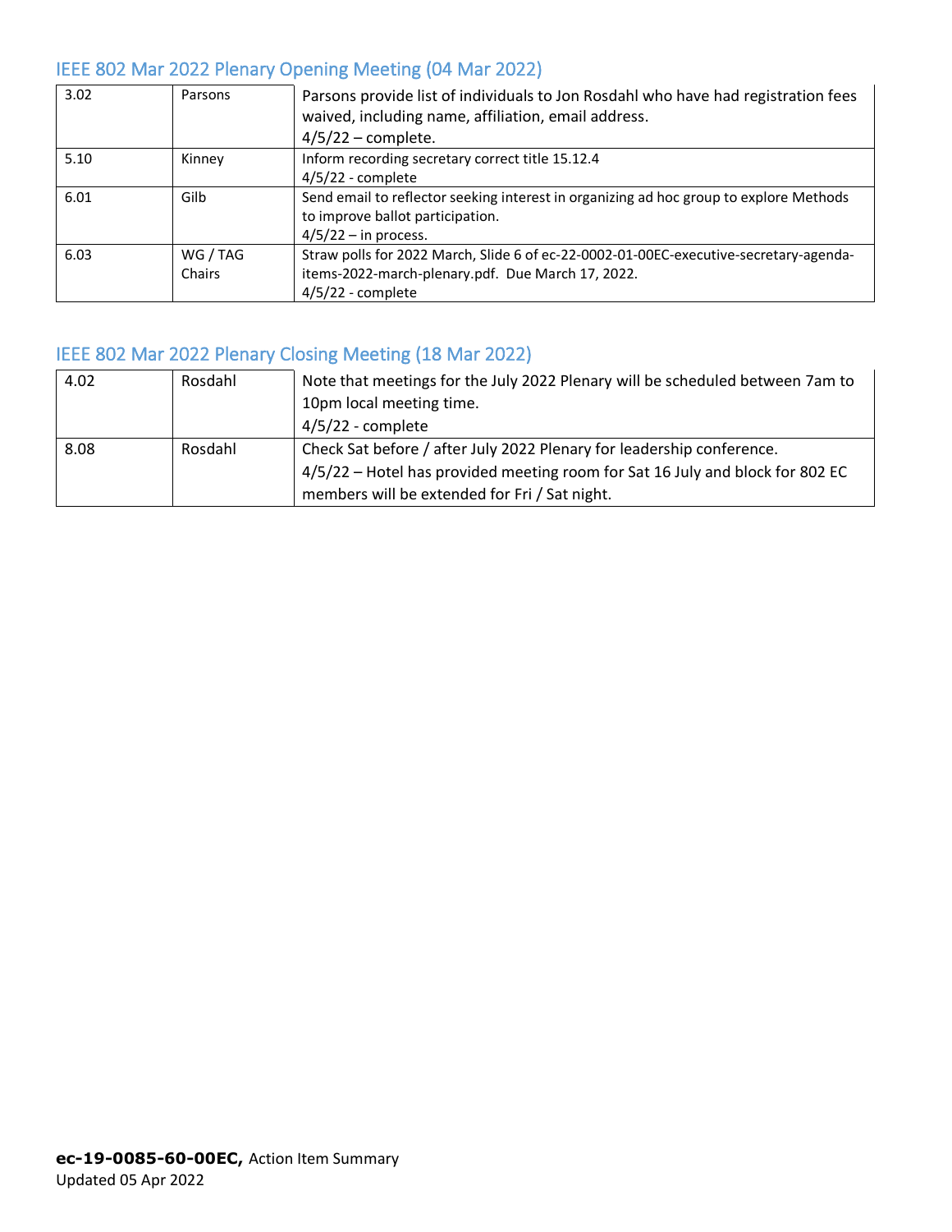## IEEE 802 Mar 2022 Plenary Opening Meeting (04 Mar 2022)

| | | |
|---|---|---|
| 3.02 | Parsons | Parsons provide list of individuals to Jon Rosdahl who have had registration fees waived, including name, affiliation, email address.<br>4/5/22 – complete. |
| 5.10 | Kinney | Inform recording secretary correct title 15.12.4<br>4/5/22 - complete |
| 6.01 | Gilb | Send email to reflector seeking interest in organizing ad hoc group to explore Methods to improve ballot participation.<br>4/5/22 – in process. |
| 6.03 | WG / TAG Chairs | Straw polls for 2022 March, Slide 6 of ec-22-0002-01-00EC-executive-secretary-agenda-items-2022-march-plenary.pdf. Due March 17, 2022.<br>4/5/22 - complete |

## IEEE 802 Mar 2022 Plenary Closing Meeting (18 Mar 2022)

| | | |
|---|---|---|
| 4.02 | Rosdahl | Note that meetings for the July 2022 Plenary will be scheduled between 7am to 10pm local meeting time.<br>4/5/22 - complete |
| 8.08 | Rosdahl | Check Sat before / after July 2022 Plenary for leadership conference.<br>4/5/22 – Hotel has provided meeting room for Sat 16 July and block for 802 EC members will be extended for Fri / Sat night. |

**ec-19-0085-60-00EC,** Action Item Summary
Updated 05 Apr 2022